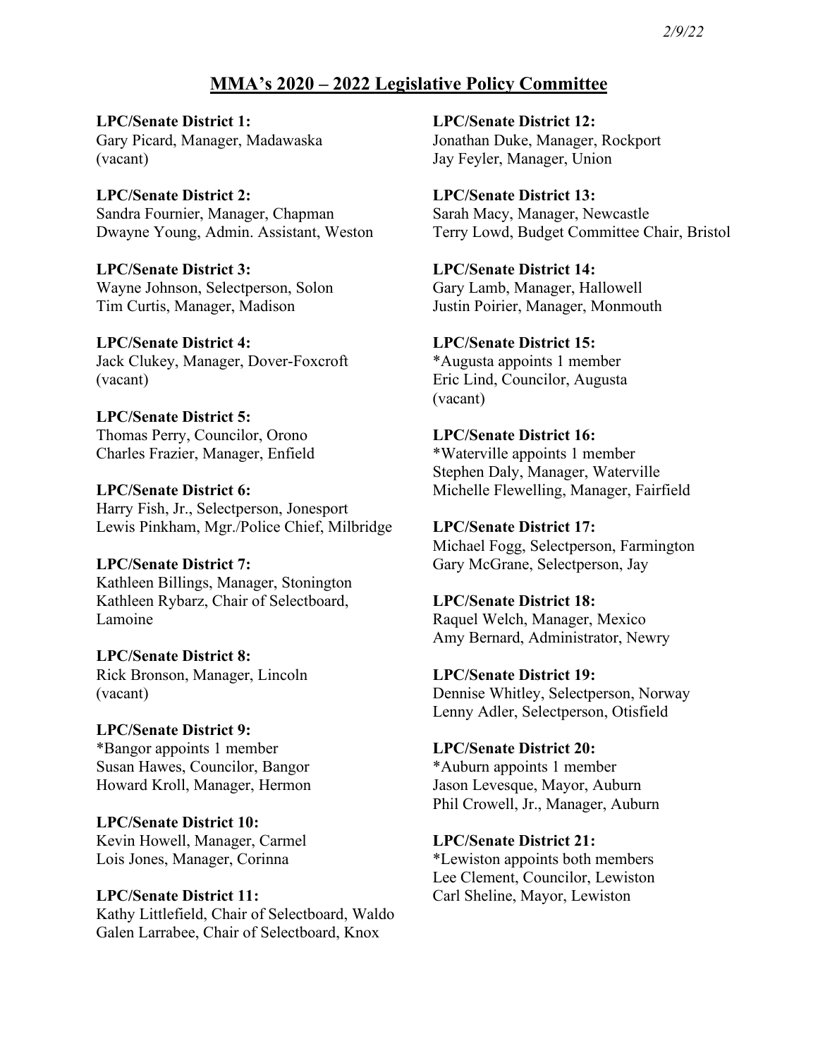*2/9/22*

# MMA's 2020 – 2022 Legislative Policy Committee

**LPC/Senate District 1:**
Gary Picard, Manager, Madawaska
(vacant)

**LPC/Senate District 2:**
Sandra Fournier, Manager, Chapman
Dwayne Young, Admin. Assistant, Weston

**LPC/Senate District 3:**
Wayne Johnson, Selectperson, Solon
Tim Curtis, Manager, Madison

**LPC/Senate District 4:**
Jack Clukey, Manager, Dover-Foxcroft
(vacant)

**LPC/Senate District 5:**
Thomas Perry, Councilor, Orono
Charles Frazier, Manager, Enfield

**LPC/Senate District 6:**
Harry Fish, Jr., Selectperson, Jonesport
Lewis Pinkham, Mgr./Police Chief, Milbridge

**LPC/Senate District 7:**
Kathleen Billings, Manager, Stonington
Kathleen Rybarz, Chair of Selectboard, Lamoine

**LPC/Senate District 8:**
Rick Bronson, Manager, Lincoln
(vacant)

**LPC/Senate District 9:**
*Bangor appoints 1 member
Susan Hawes, Councilor, Bangor
Howard Kroll, Manager, Hermon

**LPC/Senate District 10:**
Kevin Howell, Manager, Carmel
Lois Jones, Manager, Corinna

**LPC/Senate District 11:**
Kathy Littlefield, Chair of Selectboard, Waldo
Galen Larrabee, Chair of Selectboard, Knox

**LPC/Senate District 12:**
Jonathan Duke, Manager, Rockport
Jay Feyler, Manager, Union

**LPC/Senate District 13:**
Sarah Macy, Manager, Newcastle
Terry Lowd, Budget Committee Chair, Bristol

**LPC/Senate District 14:**
Gary Lamb, Manager, Hallowell
Justin Poirier, Manager, Monmouth

**LPC/Senate District 15:**
*Augusta appoints 1 member
Eric Lind, Councilor, Augusta
(vacant)

**LPC/Senate District 16:**
*Waterville appoints 1 member
Stephen Daly, Manager, Waterville
Michelle Flewelling, Manager, Fairfield

**LPC/Senate District 17:**
Michael Fogg, Selectperson, Farmington
Gary McGrane, Selectperson, Jay

**LPC/Senate District 18:**
Raquel Welch, Manager, Mexico
Amy Bernard, Administrator, Newry

**LPC/Senate District 19:**
Dennise Whitley, Selectperson, Norway
Lenny Adler, Selectperson, Otisfield

**LPC/Senate District 20:**
*Auburn appoints 1 member
Jason Levesque, Mayor, Auburn
Phil Crowell, Jr., Manager, Auburn

**LPC/Senate District 21:**
*Lewiston appoints both members
Lee Clement, Councilor, Lewiston
Carl Sheline, Mayor, Lewiston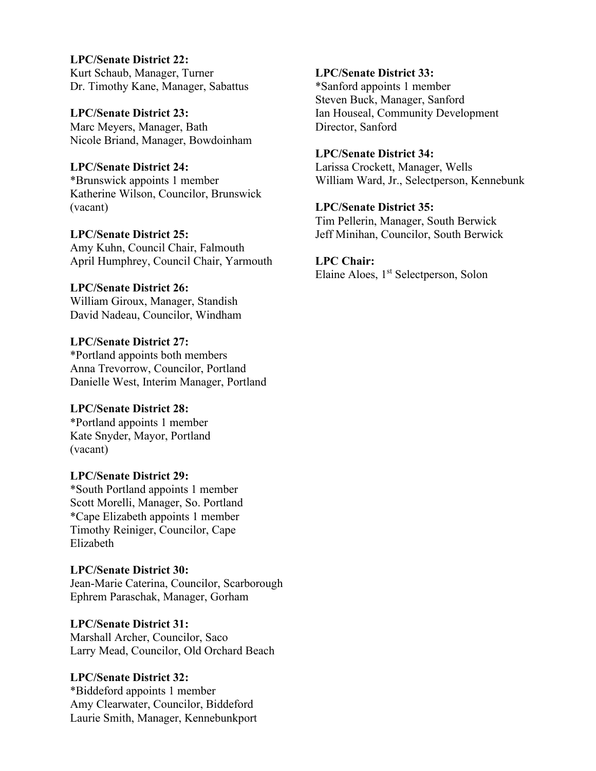**LPC/Senate District 22:**
Kurt Schaub, Manager, Turner
Dr. Timothy Kane, Manager, Sabattus

**LPC/Senate District 23:**
Marc Meyers, Manager, Bath
Nicole Briand, Manager, Bowdoinham

**LPC/Senate District 24:**
*Brunswick appoints 1 member
Katherine Wilson, Councilor, Brunswick
(vacant)

**LPC/Senate District 25:**
Amy Kuhn, Council Chair, Falmouth
April Humphrey, Council Chair, Yarmouth

**LPC/Senate District 26:**
William Giroux, Manager, Standish
David Nadeau, Councilor, Windham

**LPC/Senate District 27:**
*Portland appoints both members
Anna Trevorrow, Councilor, Portland
Danielle West, Interim Manager, Portland

**LPC/Senate District 28:**
*Portland appoints 1 member
Kate Snyder, Mayor, Portland
(vacant)

**LPC/Senate District 29:**
*South Portland appoints 1 member
Scott Morelli, Manager, So. Portland
*Cape Elizabeth appoints 1 member
Timothy Reiniger, Councilor, Cape Elizabeth

**LPC/Senate District 30:**
Jean-Marie Caterina, Councilor, Scarborough
Ephrem Paraschak, Manager, Gorham

**LPC/Senate District 31:**
Marshall Archer, Councilor, Saco
Larry Mead, Councilor, Old Orchard Beach

**LPC/Senate District 32:**
*Biddeford appoints 1 member
Amy Clearwater, Councilor, Biddeford
Laurie Smith, Manager, Kennebunkport

**LPC/Senate District 33:**
*Sanford appoints 1 member
Steven Buck, Manager, Sanford
Ian Houseal, Community Development Director, Sanford

**LPC/Senate District 34:**
Larissa Crockett, Manager, Wells
William Ward, Jr., Selectperson, Kennebunk

**LPC/Senate District 35:**
Tim Pellerin, Manager, South Berwick
Jeff Minihan, Councilor, South Berwick

**LPC Chair:**
Elaine Aloes, 1st Selectperson, Solon